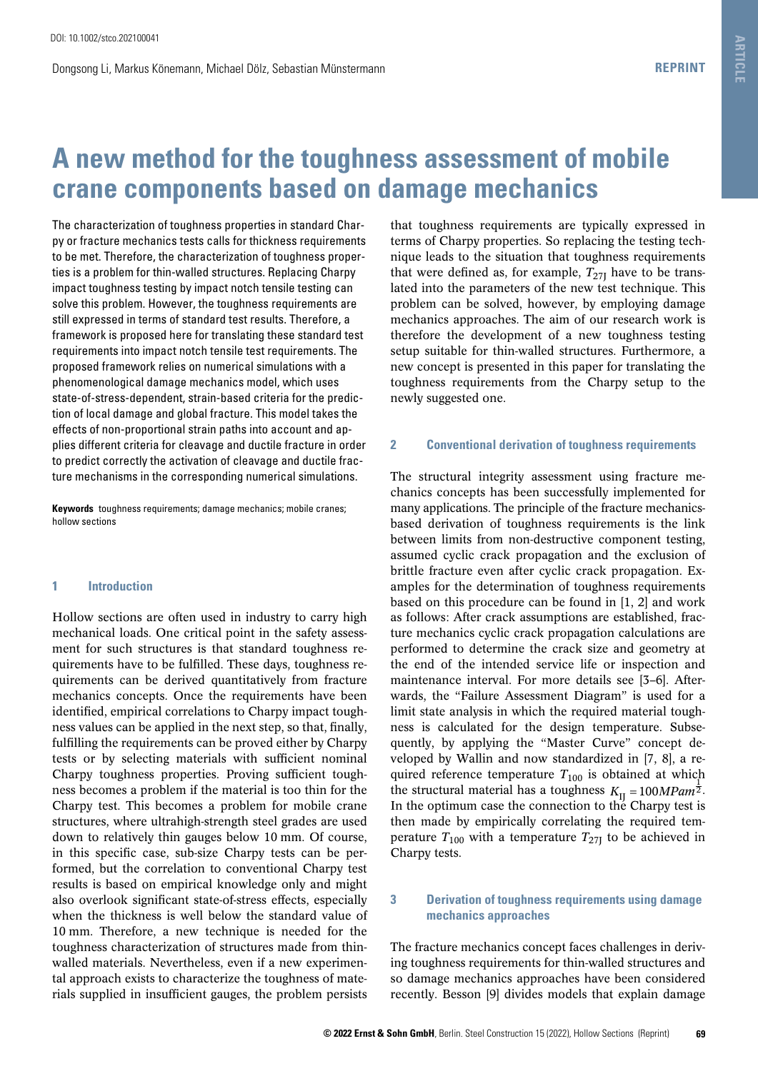DOI: 10.1002/stco.202100041

Dongsong Li, Markus Könemann, Michael Dölz, Sebastian Münstermann

REPRINT

# A new method for the toughness assessment of mobile crane components based on damage mechanics

The characterization of toughness properties in standard Charpy or fracture mechanics tests calls for thickness requirements to be met. Therefore, the characterization of toughness properties is a problem for thin-walled structures. Replacing Charpy impact toughness testing by impact notch tensile testing can solve this problem. However, the toughness requirements are still expressed in terms of standard test results. Therefore, a framework is proposed here for translating these standard test requirements into impact notch tensile test requirements. The proposed framework relies on numerical simulations with a phenomenological damage mechanics model, which uses state-of-stress-dependent, strain-based criteria for the prediction of local damage and global fracture. This model takes the effects of non-proportional strain paths into account and applies different criteria for cleavage and ductile fracture in order to predict correctly the activation of cleavage and ductile fracture mechanisms in the corresponding numerical simulations.

**Keywords** toughness requirements; damage mechanics; mobile cranes; hollow sections

## 1 Introduction

Hollow sections are often used in industry to carry high mechanical loads. One critical point in the safety assessment for such structures is that standard toughness requirements have to be fulfilled. These days, toughness requirements can be derived quantitatively from fracture mechanics concepts. Once the requirements have been identified, empirical correlations to Charpy impact toughness values can be applied in the next step, so that, finally, fulfilling the requirements can be proved either by Charpy tests or by selecting materials with sufficient nominal Charpy toughness properties. Proving sufficient toughness becomes a problem if the material is too thin for the Charpy test. This becomes a problem for mobile crane structures, where ultrahigh-strength steel grades are used down to relatively thin gauges below 10 mm. Of course, in this specific case, sub-size Charpy tests can be performed, but the correlation to conventional Charpy test results is based on empirical knowledge only and might also overlook significant state-of-stress effects, especially when the thickness is well below the standard value of 10 mm. Therefore, a new technique is needed for the toughness characterization of structures made from thin-walled materials. Nevertheless, even if a new experimental approach exists to characterize the toughness of materials supplied in insufficient gauges, the problem persists that toughness requirements are typically expressed in terms of Charpy properties. So replacing the testing technique leads to the situation that toughness requirements that were defined as, for example, $T_{27J}$ have to be translated into the parameters of the new test technique. This problem can be solved, however, by employing damage mechanics approaches. The aim of our research work is therefore the development of a new toughness testing setup suitable for thin-walled structures. Furthermore, a new concept is presented in this paper for translating the toughness requirements from the Charpy setup to the newly suggested one.

## 2 Conventional derivation of toughness requirements

The structural integrity assessment using fracture mechanics concepts has been successfully implemented for many applications. The principle of the fracture mechanics-based derivation of toughness requirements is the link between limits from non-destructive component testing, assumed cyclic crack propagation and the exclusion of brittle fracture even after cyclic crack propagation. Examples for the determination of toughness requirements based on this procedure can be found in [1, 2] and work as follows: After crack assumptions are established, fracture mechanics cyclic crack propagation calculations are performed to determine the crack size and geometry at the end of the intended service life or inspection and maintenance interval. For more details see [3–6]. Afterwards, the "Failure Assessment Diagram" is used for a limit state analysis in which the required material toughness is calculated for the design temperature. Subsequently, by applying the "Master Curve" concept developed by Wallin and now standardized in [7, 8], a required reference temperature $T_{100}$ is obtained at which the structural material has a toughness $K_{IJ} = 100 MPam^{\frac{1}{2}}$. In the optimum case the connection to the Charpy test is then made by empirically correlating the required temperature $T_{100}$ with a temperature $T_{27J}$ to be achieved in Charpy tests.

## 3 Derivation of toughness requirements using damage mechanics approaches

The fracture mechanics concept faces challenges in deriving toughness requirements for thin-walled structures and so damage mechanics approaches have been considered recently. Besson [9] divides models that explain damage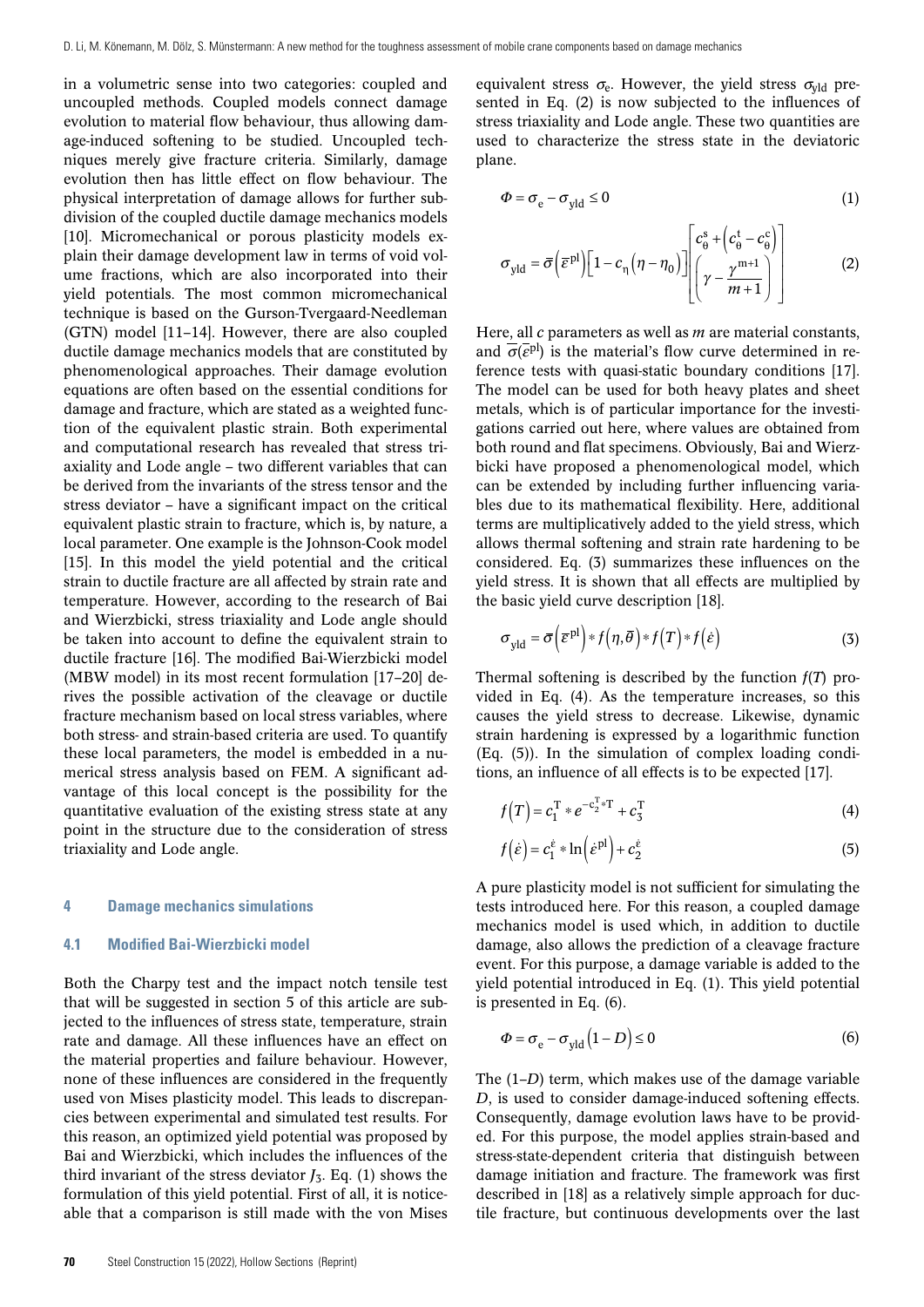in a volumetric sense into two categories: coupled and uncoupled methods. Coupled models connect damage evolution to material flow behaviour, thus allowing damage-induced softening to be studied. Uncoupled techniques merely give fracture criteria. Similarly, damage evolution then has little effect on flow behaviour. The physical interpretation of damage allows for further subdivision of the coupled ductile damage mechanics models [10]. Micromechanical or porous plasticity models explain their damage development law in terms of void volume fractions, which are also incorporated into their yield potentials. The most common micromechanical technique is based on the Gurson-Tvergaard-Needleman (GTN) model [11–14]. However, there are also coupled ductile damage mechanics models that are constituted by phenomenological approaches. Their damage evolution equations are often based on the essential conditions for damage and fracture, which are stated as a weighted function of the equivalent plastic strain. Both experimental and computational research has revealed that stress triaxiality and Lode angle – two different variables that can be derived from the invariants of the stress tensor and the stress deviator – have a significant impact on the critical equivalent plastic strain to fracture, which is, by nature, a local parameter. One example is the Johnson-Cook model [15]. In this model the yield potential and the critical strain to ductile fracture are all affected by strain rate and temperature. However, according to the research of Bai and Wierzbicki, stress triaxiality and Lode angle should be taken into account to define the equivalent strain to ductile fracture [16]. The modified Bai-Wierzbicki model (MBW model) in its most recent formulation [17–20] derives the possible activation of the cleavage or ductile fracture mechanism based on local stress variables, where both stress- and strain-based criteria are used. To quantify these local parameters, the model is embedded in a numerical stress analysis based on FEM. A significant advantage of this local concept is the possibility for the quantitative evaluation of the existing stress state at any point in the structure due to the consideration of stress triaxiality and Lode angle.

## 4 Damage mechanics simulations

### 4.1 Modified Bai-Wierzbicki model

Both the Charpy test and the impact notch tensile test that will be suggested in section 5 of this article are subjected to the influences of stress state, temperature, strain rate and damage. All these influences have an effect on the material properties and failure behaviour. However, none of these influences are considered in the frequently used von Mises plasticity model. This leads to discrepancies between experimental and simulated test results. For this reason, an optimized yield potential was proposed by Bai and Wierzbicki, which includes the influences of the third invariant of the stress deviator $J_3$. Eq. (1) shows the formulation of this yield potential. First of all, it is noticeable that a comparison is still made with the von Mises equivalent stress $\sigma_e$. However, the yield stress $\sigma_{yld}$ presented in Eq. (2) is now subjected to the influences of stress triaxiality and Lode angle. These two quantities are used to characterize the stress state in the deviatoric plane.

$$\Phi = \sigma_e - \sigma_{yld} \leq 0 \tag{1}$$

$$\sigma_{yld} = \bar{\sigma}\left(\bar{\varepsilon}^{pl}\right)\left[1 - c_\eta\left(\eta - \eta_0\right)\right]\left[c_\theta^s + \left(c_\theta^t - c_\theta^c\right)\left(\gamma - \frac{\gamma^{m+1}}{m+1}\right)\right] \tag{2}$$

Here, all $c$ parameters as well as $m$ are material constants, and $\bar{\sigma}(\bar{\varepsilon}^{pl})$ is the material's flow curve determined in reference tests with quasi-static boundary conditions [17]. The model can be used for both heavy plates and sheet metals, which is of particular importance for the investigations carried out here, where values are obtained from both round and flat specimens. Obviously, Bai and Wierzbicki have proposed a phenomenological model, which can be extended by including further influencing variables due to its mathematical flexibility. Here, additional terms are multiplicatively added to the yield stress, which allows thermal softening and strain rate hardening to be considered. Eq. (3) summarizes these influences on the yield stress. It is shown that all effects are multiplied by the basic yield curve description [18].

$$\sigma_{yld} = \bar{\sigma}\left(\bar{\varepsilon}^{pl}\right) * f\left(\eta, \bar{\theta}\right) * f\left(T\right) * f\left(\dot{\varepsilon}\right) \tag{3}$$

Thermal softening is described by the function $f(T)$ provided in Eq. (4). As the temperature increases, so this causes the yield stress to decrease. Likewise, dynamic strain hardening is expressed by a logarithmic function (Eq. (5)). In the simulation of complex loading conditions, an influence of all effects is to be expected [17].

$$f\left(T\right) = c_1^T * e^{-c_2^T * T} + c_3^T \tag{4}$$

$$f\left(\dot{\varepsilon}\right) = c_1^{\dot{\varepsilon}} * \ln\left(\dot{\varepsilon}^{pl}\right) + c_2^{\dot{\varepsilon}} \tag{5}$$

A pure plasticity model is not sufficient for simulating the tests introduced here. For this reason, a coupled damage mechanics model is used which, in addition to ductile damage, also allows the prediction of a cleavage fracture event. For this purpose, a damage variable is added to the yield potential introduced in Eq. (1). This yield potential is presented in Eq. (6).

$$\Phi = \sigma_e - \sigma_{yld}\left(1 - D\right) \leq 0 \tag{6}$$

The $(1–D)$ term, which makes use of the damage variable $D$, is used to consider damage-induced softening effects. Consequently, damage evolution laws have to be provided. For this purpose, the model applies strain-based and stress-state-dependent criteria that distinguish between damage initiation and fracture. The framework was first described in [18] as a relatively simple approach for ductile fracture, but continuous developments over the last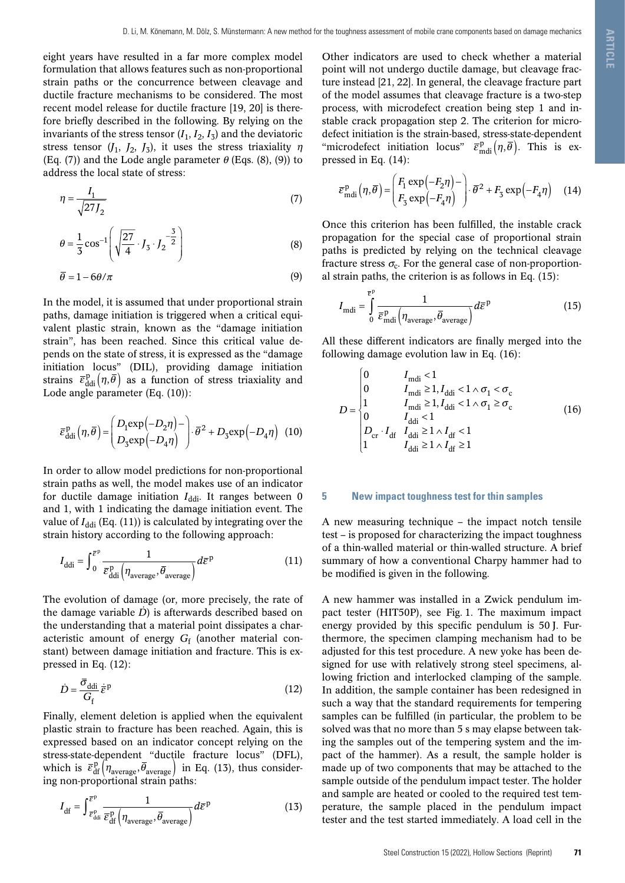eight years have resulted in a far more complex model formulation that allows features such as non-proportional strain paths or the concurrence between cleavage and ductile fracture mechanisms to be considered. The most recent model release for ductile fracture [19, 20] is therefore briefly described in the following. By relying on the invariants of the stress tensor ($I_1$, $I_2$, $I_3$) and the deviatoric stress tensor ($J_1$, $J_2$, $J_3$), it uses the stress triaxiality $\eta$ (Eq. (7)) and the Lode angle parameter $\theta$ (Eqs. (8), (9)) to address the local state of stress:

$$\eta = \frac{I_1}{\sqrt{27 J_2}} \tag{7}$$

$$\theta = \frac{1}{3}\cos^{-1}\left(\sqrt{\frac{27}{4}} \cdot J_3 \cdot J_2^{-\frac{3}{2}}\right) \tag{8}$$

$$\bar{\theta} = 1 - 6\theta/\pi \tag{9}$$

In the model, it is assumed that under proportional strain paths, damage initiation is triggered when a critical equivalent plastic strain, known as the "damage initiation strain", has been reached. Since this critical value depends on the state of stress, it is expressed as the "damage initiation locus" (DIL), providing damage initiation strains $\bar{\varepsilon}^{\mathrm{p}}_{\mathrm{ddi}}(\eta,\bar{\theta})$ as a function of stress triaxiality and Lode angle parameter (Eq. (10)):

$$\bar{\varepsilon}^{\mathrm{p}}_{\mathrm{ddi}}(\eta,\bar{\theta}) = \begin{pmatrix} D_1 \exp(-D_2\eta) - \\ D_3 \exp(-D_4\eta) \end{pmatrix} \cdot \bar{\theta}^2 + D_3 \exp(-D_4\eta) \tag{10}$$

In order to allow model predictions for non-proportional strain paths as well, the model makes use of an indicator for ductile damage initiation $I_{\mathrm{ddi}}$. It ranges between 0 and 1, with 1 indicating the damage initiation event. The value of $I_{\mathrm{ddi}}$ (Eq. (11)) is calculated by integrating over the strain history according to the following approach:

$$I_{\mathrm{ddi}} = \int_0^{\bar{\varepsilon}^{\mathrm{p}}} \frac{1}{\bar{\varepsilon}^{\mathrm{p}}_{\mathrm{ddi}}\left(\eta_{\mathrm{average}}, \bar{\theta}_{\mathrm{average}}\right)} d\bar{\varepsilon}^{\mathrm{p}} \tag{11}$$

The evolution of damage (or, more precisely, the rate of the damage variable $\dot{D}$) is afterwards described based on the understanding that a material point dissipates a characteristic amount of energy $G_{\mathrm{f}}$ (another material constant) between damage initiation and fracture. This is expressed in Eq. (12):

$$\dot{D} = \frac{\bar{\sigma}_{\mathrm{ddi}}}{G_{\mathrm{f}}} \dot{\bar{\varepsilon}}^{\mathrm{p}} \tag{12}$$

Finally, element deletion is applied when the equivalent plastic strain to fracture has been reached. Again, this is expressed based on an indicator concept relying on the stress-state-dependent "ductile fracture locus" (DFL), which is $\bar{\varepsilon}^{\mathrm{p}}_{\mathrm{df}}\left(\eta_{\mathrm{average}}, \bar{\theta}_{\mathrm{average}}\right)$ in Eq. (13), thus considering non-proportional strain paths:

$$I_{\mathrm{df}} = \int_{\bar{\varepsilon}^{\mathrm{p}}_{\mathrm{ddi}}}^{\bar{\varepsilon}^{\mathrm{p}}} \frac{1}{\bar{\varepsilon}^{\mathrm{p}}_{\mathrm{df}}\left(\eta_{\mathrm{average}}, \bar{\theta}_{\mathrm{average}}\right)} d\bar{\varepsilon}^{\mathrm{p}} \tag{13}$$

Other indicators are used to check whether a material point will not undergo ductile damage, but cleavage fracture instead [21, 22]. In general, the cleavage fracture part of the model assumes that cleavage fracture is a two-step process, with microdefect creation being step 1 and instable crack propagation step 2. The criterion for microdefect initiation is the strain-based, stress-state-dependent "microdefect initiation locus" $\bar{\varepsilon}^{\mathrm{p}}_{\mathrm{mdi}}(\eta,\bar{\theta})$. This is expressed in Eq. (14):

$$\bar{\varepsilon}^{\mathrm{p}}_{\mathrm{mdi}}(\eta,\bar{\theta}) = \begin{pmatrix} F_1 \exp(-F_2\eta) - \\ F_3 \exp(-F_4\eta) \end{pmatrix} \cdot \bar{\theta}^2 + F_3 \exp(-F_4\eta) \tag{14}$$

Once this criterion has been fulfilled, the instable crack propagation for the special case of proportional strain paths is predicted by relying on the technical cleavage fracture stress $\sigma_{\mathrm{c}}$. For the general case of non-proportional strain paths, the criterion is as follows in Eq. (15):

$$I_{\mathrm{mdi}} = \int_0^{\bar{\varepsilon}^{\mathrm{p}}} \frac{1}{\bar{\varepsilon}^{\mathrm{p}}_{\mathrm{mdi}}\left(\eta_{\mathrm{average}}, \bar{\theta}_{\mathrm{average}}\right)} d\bar{\varepsilon}^{\mathrm{p}} \tag{15}$$

All these different indicators are finally merged into the following damage evolution law in Eq. (16):

$$D = \begin{cases} 0 & I_{\mathrm{mdi}} < 1 \\ 0 & I_{\mathrm{mdi}} \geq 1, I_{\mathrm{ddi}} < 1 \wedge \sigma_1 < \sigma_{\mathrm{c}} \\ 1 & I_{\mathrm{mdi}} \geq 1, I_{\mathrm{ddi}} < 1 \wedge \sigma_1 \geq \sigma_{\mathrm{c}} \\ 0 & I_{\mathrm{ddi}} < 1 \\ D_{\mathrm{cr}} \cdot I_{\mathrm{df}} & I_{\mathrm{ddi}} \geq 1 \wedge I_{\mathrm{df}} < 1 \\ 1 & I_{\mathrm{ddi}} \geq 1 \wedge I_{\mathrm{df}} \geq 1 \end{cases} \tag{16}$$

## 5 New impact toughness test for thin samples

A new measuring technique – the impact notch tensile test – is proposed for characterizing the impact toughness of a thin-walled material or thin-walled structure. A brief summary of how a conventional Charpy hammer had to be modified is given in the following.

A new hammer was installed in a Zwick pendulum impact tester (HIT50P), see Fig. 1. The maximum impact energy provided by this specific pendulum is 50 J. Furthermore, the specimen clamping mechanism had to be adjusted for this test procedure. A new yoke has been designed for use with relatively strong steel specimens, allowing friction and interlocked clamping of the sample. In addition, the sample container has been redesigned in such a way that the standard requirements for tempering samples can be fulfilled (in particular, the problem to be solved was that no more than 5 s may elapse between taking the samples out of the tempering system and the impact of the hammer). As a result, the sample holder is made up of two components that may be attached to the sample outside of the pendulum impact tester. The holder and sample are heated or cooled to the required test temperature, the sample placed in the pendulum impact tester and the test started immediately. A load cell in the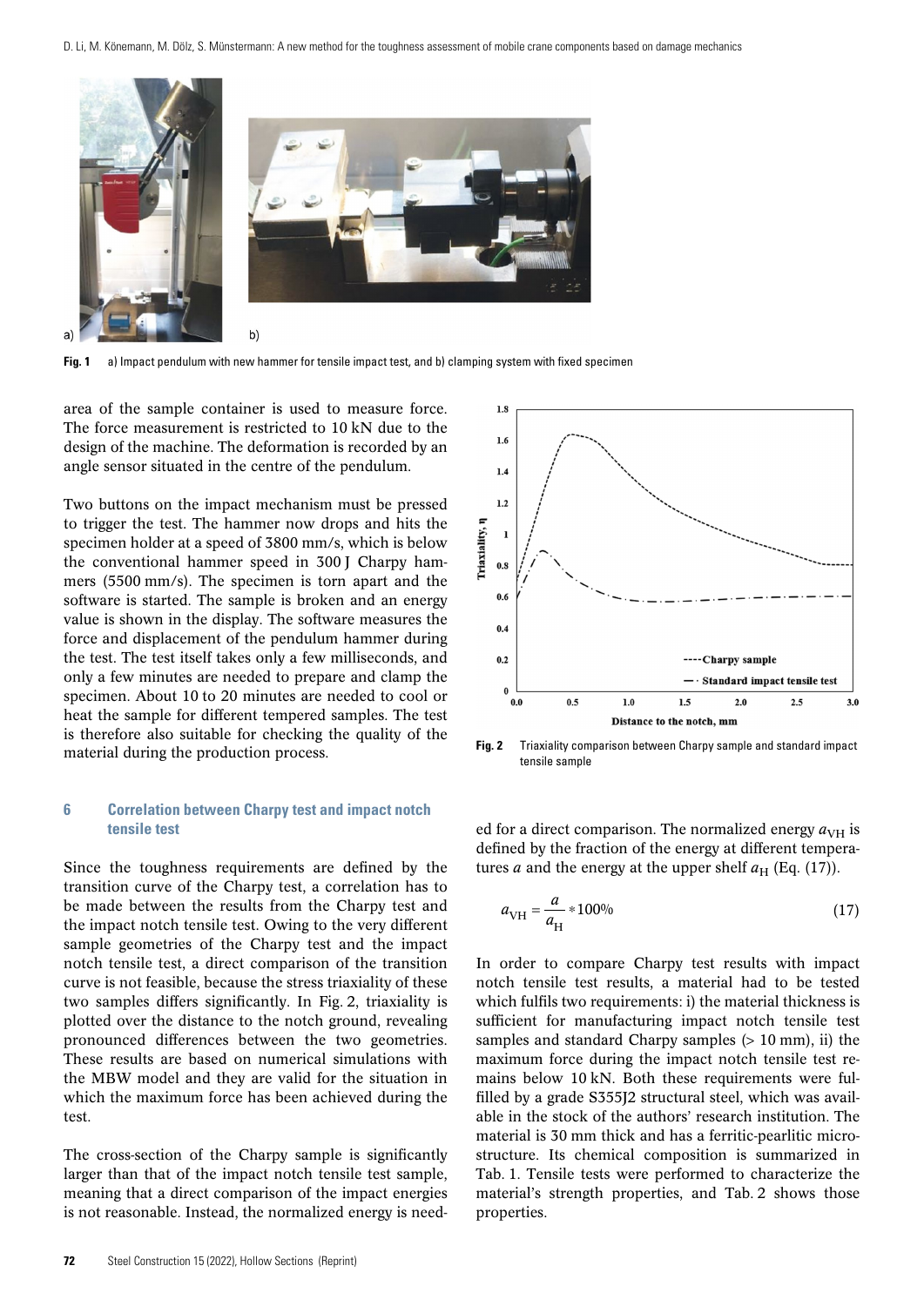a)

b)

**Fig. 1** a) Impact pendulum with new hammer for tensile impact test, and b) clamping system with fixed specimen

area of the sample container is used to measure force. The force measurement is restricted to 10 kN due to the design of the machine. The deformation is recorded by an angle sensor situated in the centre of the pendulum.

Two buttons on the impact mechanism must be pressed to trigger the test. The hammer now drops and hits the specimen holder at a speed of 3800 mm/s, which is below the conventional hammer speed in 300 J Charpy hammers (5500 mm/s). The specimen is torn apart and the software is started. The sample is broken and an energy value is shown in the display. The software measures the force and displacement of the pendulum hammer during the test. The test itself takes only a few milliseconds, and only a few minutes are needed to prepare and clamp the specimen. About 10 to 20 minutes are needed to cool or heat the sample for different tempered samples. The test is therefore also suitable for checking the quality of the material during the production process.

Triaxiality, η

1.8
1.6
1.4
1.2
1
0.8
0.6
0.4
0.2
0

0.0
0.5
1.0
1.5
2.0
2.5
3.0

Distance to the notch, mm

----Charpy sample

—· Standard impact tensile test

**Fig. 2** Triaxiality comparison between Charpy sample and standard impact tensile sample

## 6 Correlation between Charpy test and impact notch tensile test

Since the toughness requirements are defined by the transition curve of the Charpy test, a correlation has to be made between the results from the Charpy test and the impact notch tensile test. Owing to the very different sample geometries of the Charpy test and the impact notch tensile test, a direct comparison of the transition curve is not feasible, because the stress triaxiality of these two samples differs significantly. In Fig. 2, triaxiality is plotted over the distance to the notch ground, revealing pronounced differences between the two geometries. These results are based on numerical simulations with the MBW model and they are valid for the situation in which the maximum force has been achieved during the test.

The cross-section of the Charpy sample is significantly larger than that of the impact notch tensile test sample, meaning that a direct comparison of the impact energies is not reasonable. Instead, the normalized energy is needed for a direct comparison. The normalized energy $a_{VH}$ is defined by the fraction of the energy at different temperatures $a$ and the energy at the upper shelf $a_H$ (Eq. (17)).

$$a_{VH} = \frac{a}{a_H} * 100\% \tag{17}$$

In order to compare Charpy test results with impact notch tensile test results, a material had to be tested which fulfils two requirements: i) the material thickness is sufficient for manufacturing impact notch tensile test samples and standard Charpy samples (> 10 mm), ii) the maximum force during the impact notch tensile test remains below 10 kN. Both these requirements were fulfilled by a grade S355J2 structural steel, which was available in the stock of the authors' research institution. The material is 30 mm thick and has a ferritic-pearlitic microstructure. Its chemical composition is summarized in Tab. 1. Tensile tests were performed to characterize the material's strength properties, and Tab. 2 shows those properties.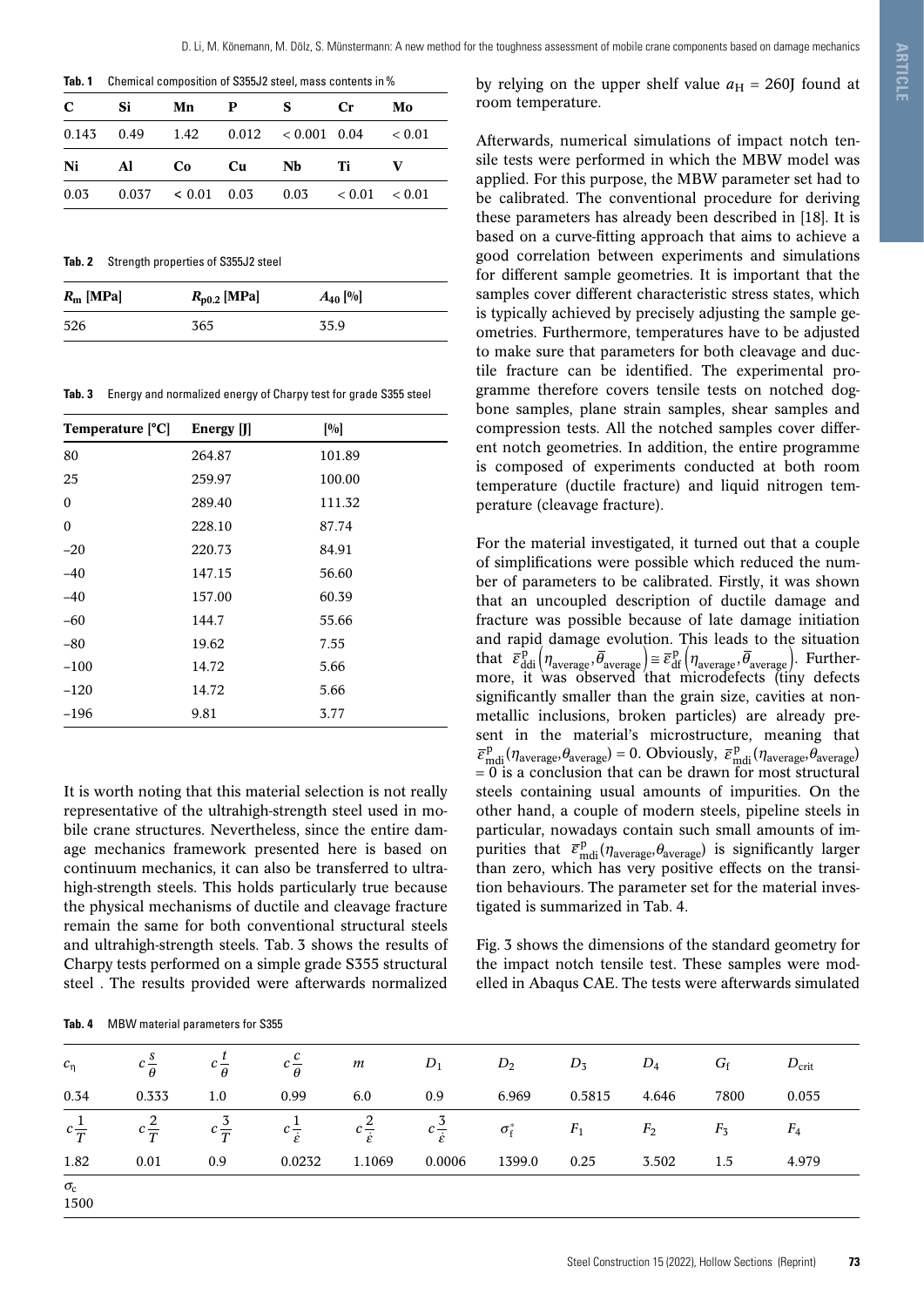**Tab. 1** Chemical composition of S355J2 steel, mass contents in %

| C | Si | Mn | P | S | Cr | Mo |
|---|---|---|---|---|---|---|
| 0.143 | 0.49 | 1.42 | 0.012 | < 0.001 | 0.04 | < 0.01 |
| **Ni** | **Al** | **Co** | **Cu** | **Nb** | **Ti** | **V** |
| 0.03 | 0.037 | < 0.01 | 0.03 | 0.03 | < 0.01 | < 0.01 |

**Tab. 2** Strength properties of S355J2 steel

| $R_m$ [MPa] | $R_{p0.2}$ [MPa] | $A_{40}$ [%] |
|---|---|---|
| 526 | 365 | 35.9 |

**Tab. 3** Energy and normalized energy of Charpy test for grade S355 steel

| Temperature [°C] | Energy [J] | [%] |
|---|---|---|
| 80 | 264.87 | 101.89 |
| 25 | 259.97 | 100.00 |
| 0 | 289.40 | 111.32 |
| 0 | 228.10 | 87.74 |
| –20 | 220.73 | 84.91 |
| –40 | 147.15 | 56.60 |
| –40 | 157.00 | 60.39 |
| –60 | 144.7 | 55.66 |
| –80 | 19.62 | 7.55 |
| –100 | 14.72 | 5.66 |
| –120 | 14.72 | 5.66 |
| –196 | 9.81 | 3.77 |

It is worth noting that this material selection is not really representative of the ultrahigh-strength steel used in mobile crane structures. Nevertheless, since the entire damage mechanics framework presented here is based on continuum mechanics, it can also be transferred to ultrahigh-strength steels. This holds particularly true because the physical mechanisms of ductile and cleavage fracture remain the same for both conventional structural steels and ultrahigh-strength steels. Tab. 3 shows the results of Charpy tests performed on a simple grade S355 structural steel . The results provided were afterwards normalized by relying on the upper shelf value $a_H = 260$J found at room temperature.

Afterwards, numerical simulations of impact notch tensile tests were performed in which the MBW model was applied. For this purpose, the MBW parameter set had to be calibrated. The conventional procedure for deriving these parameters has already been described in [18]. It is based on a curve-fitting approach that aims to achieve a good correlation between experiments and simulations for different sample geometries. It is important that the samples cover different characteristic stress states, which is typically achieved by precisely adjusting the sample geometries. Furthermore, temperatures have to be adjusted to make sure that parameters for both cleavage and ductile fracture can be identified. The experimental programme therefore covers tensile tests on notched dogbone samples, plane strain samples, shear samples and compression tests. All the notched samples cover different notch geometries. In addition, the entire programme is composed of experiments conducted at both room temperature (ductile fracture) and liquid nitrogen temperature (cleavage fracture).

For the material investigated, it turned out that a couple of simplifications were possible which reduced the number of parameters to be calibrated. Firstly, it was shown that an uncoupled description of ductile damage and fracture was possible because of late damage initiation and rapid damage evolution. This leads to the situation that $\bar{\varepsilon}^{p}_{ddi}\left(\eta_{average}, \bar{\theta}_{average}\right) \cong \bar{\varepsilon}^{p}_{df}\left(\eta_{average}, \bar{\theta}_{average}\right)$. Furthermore, it was observed that microdefects (tiny defects significantly smaller than the grain size, cavities at nonmetallic inclusions, broken particles) are already present in the material's microstructure, meaning that $\bar{\varepsilon}^{p}_{mdi}(\eta_{average}, \theta_{average}) = 0$. Obviously, $\bar{\varepsilon}^{p}_{mdi}(\eta_{average}, \theta_{average}) = 0$ is a conclusion that can be drawn for most structural steels containing usual amounts of impurities. On the other hand, a couple of modern steels, pipeline steels in particular, nowadays contain such small amounts of impurities that $\bar{\varepsilon}^{p}_{mdi}(\eta_{average}, \theta_{average})$ is significantly larger than zero, which has very positive effects on the transition behaviours. The parameter set for the material investigated is summarized in Tab. 4.

Fig. 3 shows the dimensions of the standard geometry for the impact notch tensile test. These samples were modelled in Abaqus CAE. The tests were afterwards simulated

**Tab. 4** MBW material parameters for S355

| $c_\eta$ | $c\frac{s}{\theta}$ | $c\frac{t}{\theta}$ | $c\frac{c}{\theta}$ | $m$ | $D_1$ | $D_2$ | $D_3$ | $D_4$ | $G_f$ | $D_{crit}$ |
|---|---|---|---|---|---|---|---|---|---|---|
| 0.34 | 0.333 | 1.0 | 0.99 | 6.0 | 0.9 | 6.969 | 0.5815 | 4.646 | 7800 | 0.055 |
| $c\frac{1}{T}$ | $c\frac{2}{T}$ | $c\frac{3}{T}$ | $c\frac{1}{\dot{\varepsilon}}$ | $c\frac{2}{\dot{\varepsilon}}$ | $c\frac{3}{\dot{\varepsilon}}$ | $\sigma_f^*$ | $F_1$ | $F_2$ | $F_3$ | $F_4$ |
| 1.82 | 0.01 | 0.9 | 0.0232 | 1.1069 | 0.0006 | 1399.0 | 0.25 | 3.502 | 1.5 | 4.979 |
| $\sigma_c$ | | | | | | | | | | |
| 1500 | | | | | | | | | | |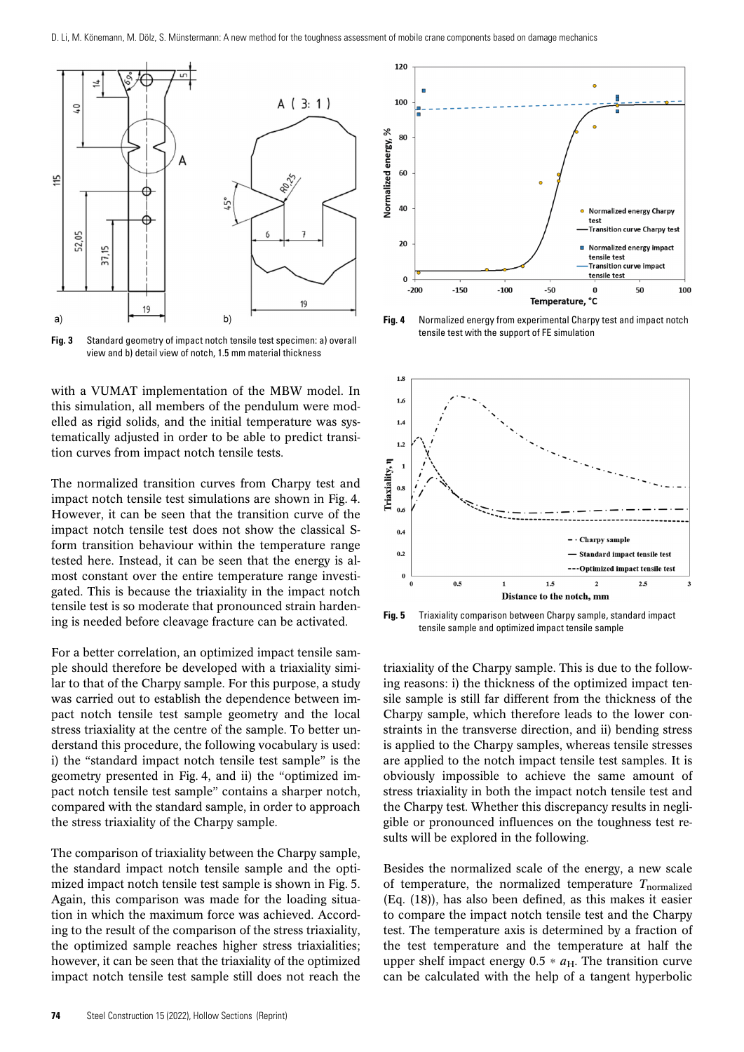a)

b)

115

40

14

69°

5

A

52,05

37,15

19

A ( 3: 1 )

R0,25

45°

6

7

19

Fig. 3 Standard geometry of impact notch tensile test specimen: a) overall view and b) detail view of notch, 1.5 mm material thickness

Normalized energy, %

120

100

80

60

40

20

0

-200

-150

-100

-50

0

50

100

Temperature, °C

Normalized energy Charpy test

Transition curve Charpy test

Normalized energy impact tensile test

Transition curve impact tensile test

Fig. 4 Normalized energy from experimental Charpy test and impact notch tensile test with the support of FE simulation

with a VUMAT implementation of the MBW model. In this simulation, all members of the pendulum were modelled as rigid solids, and the initial temperature was systematically adjusted in order to be able to predict transition curves from impact notch tensile tests.

The normalized transition curves from Charpy test and impact notch tensile test simulations are shown in Fig. 4. However, it can be seen that the transition curve of the impact notch tensile test does not show the classical S-form transition behaviour within the temperature range tested here. Instead, it can be seen that the energy is almost constant over the entire temperature range investigated. This is because the triaxiality in the impact notch tensile test is so moderate that pronounced strain hardening is needed before cleavage fracture can be activated.

For a better correlation, an optimized impact tensile sample should therefore be developed with a triaxiality similar to that of the Charpy sample. For this purpose, a study was carried out to establish the dependence between impact notch tensile test sample geometry and the local stress triaxiality at the centre of the sample. To better understand this procedure, the following vocabulary is used: i) the "standard impact notch tensile test sample" is the geometry presented in Fig. 4, and ii) the "optimized impact notch tensile test sample" contains a sharper notch, compared with the standard sample, in order to approach the stress triaxiality of the Charpy sample.

The comparison of triaxiality between the Charpy sample, the standard impact notch tensile sample and the optimized impact notch tensile test sample is shown in Fig. 5. Again, this comparison was made for the loading situation in which the maximum force was achieved. According to the result of the comparison of the stress triaxiality, the optimized sample reaches higher stress triaxialities; however, it can be seen that the triaxiality of the optimized impact notch tensile test sample still does not reach the

Triaxiality, η

1.8

1.6

1.4

1.2

1

0.8

0.6

0.4

0.2

0

0

0.5

1

1.5

2

2.5

3

Distance to the notch, mm

Charpy sample

Standard impact tensile test

Optimized impact tensile test

Fig. 5 Triaxiality comparison between Charpy sample, standard impact tensile sample and optimized impact tensile sample

triaxiality of the Charpy sample. This is due to the following reasons: i) the thickness of the optimized impact tensile sample is still far different from the thickness of the Charpy sample, which therefore leads to the lower constraints in the transverse direction, and ii) bending stress is applied to the Charpy samples, whereas tensile stresses are applied to the notch impact tensile test samples. It is obviously impossible to achieve the same amount of stress triaxiality in both the impact notch tensile test and the Charpy test. Whether this discrepancy results in negligible or pronounced influences on the toughness test results will be explored in the following.

Besides the normalized scale of the energy, a new scale of temperature, the normalized temperature $T_{\text{normalized}}$ (Eq. (18)), has also been defined, as this makes it easier to compare the impact notch tensile test and the Charpy test. The temperature axis is determined by a fraction of the test temperature and the temperature at half the upper shelf impact energy $0.5 * a_{\text{H}}$. The transition curve can be calculated with the help of a tangent hyperbolic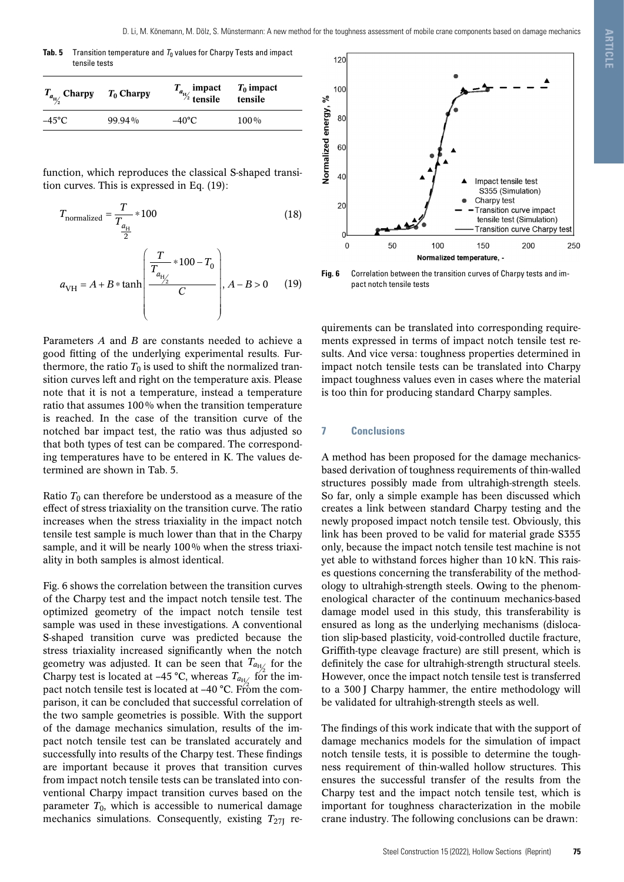**Tab. 5** Transition temperature and $T_0$ values for Charpy Tests and impact tensile tests

| $T_{a_{H/2}}$ Charpy | $T_0$ Charpy | $T_{a_{H/2}}$ impact tensile | $T_0$ impact tensile |
|---|---|---|---|
| –45°C | 99.94 % | –40°C | 100 % |

function, which reproduces the classical S-shaped transition curves. This is expressed in Eq. (19):

$$T_{\text{normalized}} = \frac{T}{T_{\frac{a_H}{2}}} * 100 \tag{18}$$

$$a_{VH} = A + B * \tanh\left(\frac{\frac{T}{T_{a_{H/2}}} * 100 - T_0}{C}\right), \; A - B > 0 \tag{19}$$

Parameters $A$ and $B$ are constants needed to achieve a good fitting of the underlying experimental results. Furthermore, the ratio $T_0$ is used to shift the normalized transition curves left and right on the temperature axis. Please note that it is not a temperature, instead a temperature ratio that assumes 100 % when the transition temperature is reached. In the case of the transition curve of the notched bar impact test, the ratio was thus adjusted so that both types of test can be compared. The corresponding temperatures have to be entered in K. The values determined are shown in Tab. 5.

Ratio $T_0$ can therefore be understood as a measure of the effect of stress triaxiality on the transition curve. The ratio increases when the stress triaxiality in the impact notch tensile test sample is much lower than that in the Charpy sample, and it will be nearly 100 % when the stress triaxiality in both samples is almost identical.

Fig. 6 shows the correlation between the transition curves of the Charpy test and the impact notch tensile test. The optimized geometry of the impact notch tensile test sample was used in these investigations. A conventional S-shaped transition curve was predicted because the stress triaxiality increased significantly when the notch geometry was adjusted. It can be seen that $T_{a_{H/2}}$ for the Charpy test is located at –45 °C, whereas $T_{a_{H/2}}$ for the impact notch tensile test is located at –40 °C. From the comparison, it can be concluded that successful correlation of the two sample geometries is possible. With the support of the damage mechanics simulation, results of the impact notch tensile test can be translated accurately and successfully into results of the Charpy test. These findings are important because it proves that transition curves from impact notch tensile tests can be translated into conventional Charpy impact transition curves based on the parameter $T_0$, which is accessible to numerical damage mechanics simulations. Consequently, existing $T_{27J}$ requirements can be translated into corresponding requirements expressed in terms of impact notch tensile test results. And vice versa: toughness properties determined in impact notch tensile tests can be translated into Charpy impact toughness values even in cases where the material is too thin for producing standard Charpy samples.

Normalized energy, %
120
100
80
60
40
20
0
0 50 100 150 200 250
Normalized temperature, -
Impact tensile test S355 (Simulation)
Charpy test
Transition curve impact tensile test (Simulation)
Transition curve Charpy test

**Fig. 6** Correlation between the transition curves of Charpy tests and impact notch tensile tests

## 7 Conclusions

A method has been proposed for the damage mechanics-based derivation of toughness requirements of thin-walled structures possibly made from ultrahigh-strength steels. So far, only a simple example has been discussed which creates a link between standard Charpy testing and the newly proposed impact notch tensile test. Obviously, this link has been proved to be valid for material grade S355 only, because the impact notch tensile test machine is not yet able to withstand forces higher than 10 kN. This raises questions concerning the transferability of the methodology to ultrahigh-strength steels. Owing to the phenomenological character of the continuum mechanics-based damage model used in this study, this transferability is ensured as long as the underlying mechanisms (dislocation slip-based plasticity, void-controlled ductile fracture, Griffith-type cleavage fracture) are still present, which is definitely the case for ultrahigh-strength structural steels. However, once the impact notch tensile test is transferred to a 300 J Charpy hammer, the entire methodology will be validated for ultrahigh-strength steels as well.

The findings of this work indicate that with the support of damage mechanics models for the simulation of impact notch tensile tests, it is possible to determine the toughness requirement of thin-walled hollow structures. This ensures the successful transfer of the results from the Charpy test and the impact notch tensile test, which is important for toughness characterization in the mobile crane industry. The following conclusions can be drawn: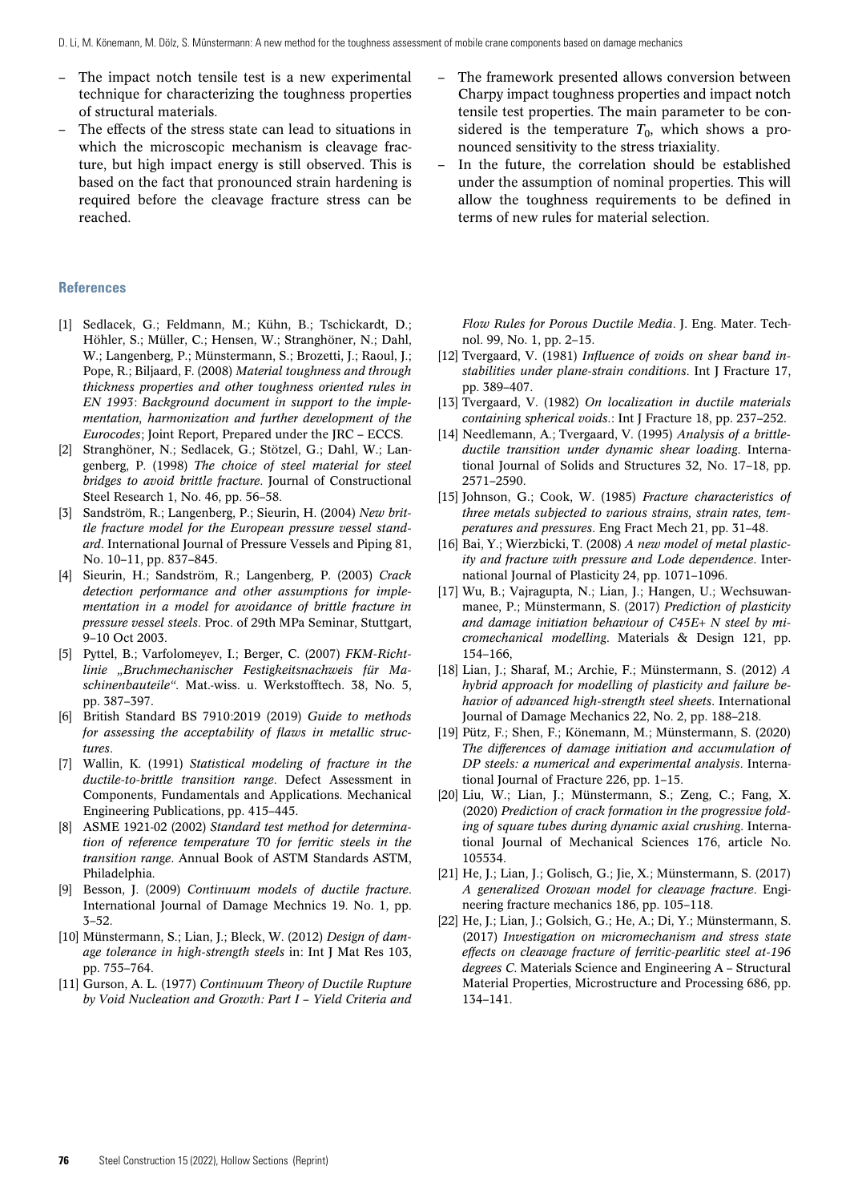- The impact notch tensile test is a new experimental technique for characterizing the toughness properties of structural materials.
- The effects of the stress state can lead to situations in which the microscopic mechanism is cleavage fracture, but high impact energy is still observed. This is based on the fact that pronounced strain hardening is required before the cleavage fracture stress can be reached.
- The framework presented allows conversion between Charpy impact toughness properties and impact notch tensile test properties. The main parameter to be considered is the temperature $T_0$, which shows a pronounced sensitivity to the stress triaxiality.
- In the future, the correlation should be established under the assumption of nominal properties. This will allow the toughness requirements to be defined in terms of new rules for material selection.

## References

[1] Sedlacek, G.; Feldmann, M.; Kühn, B.; Tschickardt, D.; Höhler, S.; Müller, C.; Hensen, W.; Stranghöner, N.; Dahl, W.; Langenberg, P.; Münstermann, S.; Brozetti, J.; Raoul, J.; Pope, R.; Biljaard, F. (2008) *Material toughness and through thickness properties and other toughness oriented rules in EN 1993: Background document in support to the implementation, harmonization and further development of the Eurocodes*; Joint Report, Prepared under the JRC – ECCS.

[2] Stranghöner, N.; Sedlacek, G.; Stötzel, G.; Dahl, W.; Langenberg, P. (1998) *The choice of steel material for steel bridges to avoid brittle fracture*. Journal of Constructional Steel Research 1, No. 46, pp. 56–58.

[3] Sandström, R.; Langenberg, P.; Sieurin, H. (2004) *New brittle fracture model for the European pressure vessel standard*. International Journal of Pressure Vessels and Piping 81, No. 10–11, pp. 837–845.

[4] Sieurin, H.; Sandström, R.; Langenberg, P. (2003) *Crack detection performance and other assumptions for implementation in a model for avoidance of brittle fracture in pressure vessel steels*. Proc. of 29th MPa Seminar, Stuttgart, 9–10 Oct 2003.

[5] Pyttel, B.; Varfolomeyev, I.; Berger, C. (2007) *FKM-Richtlinie „Bruchmechanischer Festigkeitsnachweis für Maschinenbauteile“*. Mat.-wiss. u. Werkstofftech. 38, No. 5, pp. 387–397.

[6] British Standard BS 7910:2019 (2019) *Guide to methods for assessing the acceptability of flaws in metallic structures*.

[7] Wallin, K. (1991) *Statistical modeling of fracture in the ductile-to-brittle transition range*. Defect Assessment in Components, Fundamentals and Applications. Mechanical Engineering Publications, pp. 415–445.

[8] ASME 1921-02 (2002) *Standard test method for determination of reference temperature T0 for ferritic steels in the transition range*. Annual Book of ASTM Standards ASTM, Philadelphia.

[9] Besson, J. (2009) *Continuum models of ductile fracture*. International Journal of Damage Mechnics 19. No. 1, pp. 3–52.

[10] Münstermann, S.; Lian, J.; Bleck, W. (2012) *Design of damage tolerance in high-strength steels* in: Int J Mat Res 103, pp. 755–764.

[11] Gurson, A. L. (1977) *Continuum Theory of Ductile Rupture by Void Nucleation and Growth: Part I – Yield Criteria and Flow Rules for Porous Ductile Media*. J. Eng. Mater. Technol. 99, No. 1, pp. 2–15.

[12] Tvergaard, V. (1981) *Influence of voids on shear band instabilities under plane-strain conditions*. Int J Fracture 17, pp. 389–407.

[13] Tvergaard, V. (1982) *On localization in ductile materials containing spherical voids*.: Int J Fracture 18, pp. 237–252.

[14] Needlemann, A.; Tvergaard, V. (1995) *Analysis of a brittle-ductile transition under dynamic shear loading*. International Journal of Solids and Structures 32, No. 17–18, pp. 2571–2590.

[15] Johnson, G.; Cook, W. (1985) *Fracture characteristics of three metals subjected to various strains, strain rates, temperatures and pressures*. Eng Fract Mech 21, pp. 31–48.

[16] Bai, Y.; Wierzbicki, T. (2008) *A new model of metal plasticity and fracture with pressure and Lode dependence*. International Journal of Plasticity 24, pp. 1071–1096.

[17] Wu, B.; Vajragupta, N.; Lian, J.; Hangen, U.; Wechsuwanmanee, P.; Münstermann, S. (2017) *Prediction of plasticity and damage initiation behaviour of C45E+ N steel by micromechanical modelling*. Materials & Design 121, pp. 154–166,

[18] Lian, J.; Sharaf, M.; Archie, F.; Münstermann, S. (2012) *A hybrid approach for modelling of plasticity and failure behavior of advanced high-strength steel sheets*. International Journal of Damage Mechanics 22, No. 2, pp. 188–218.

[19] Pütz, F.; Shen, F.; Könemann, M.; Münstermann, S. (2020) *The differences of damage initiation and accumulation of DP steels: a numerical and experimental analysis*. International Journal of Fracture 226, pp. 1–15.

[20] Liu, W.; Lian, J.; Münstermann, S.; Zeng, C.; Fang, X. (2020) *Prediction of crack formation in the progressive folding of square tubes during dynamic axial crushing*. International Journal of Mechanical Sciences 176, article No. 105534.

[21] He, J.; Lian, J.; Golisch, G.; Jie, X.; Münstermann, S. (2017) *A generalized Orowan model for cleavage fracture*. Engineering fracture mechanics 186, pp. 105–118.

[22] He, J.; Lian, J.; Golsich, G.; He, A.; Di, Y.; Münstermann, S. (2017) *Investigation on micromechanism and stress state effects on cleavage fracture of ferritic-pearlitic steel at-196 degrees C*. Materials Science and Engineering A – Structural Material Properties, Microstructure and Processing 686, pp. 134–141.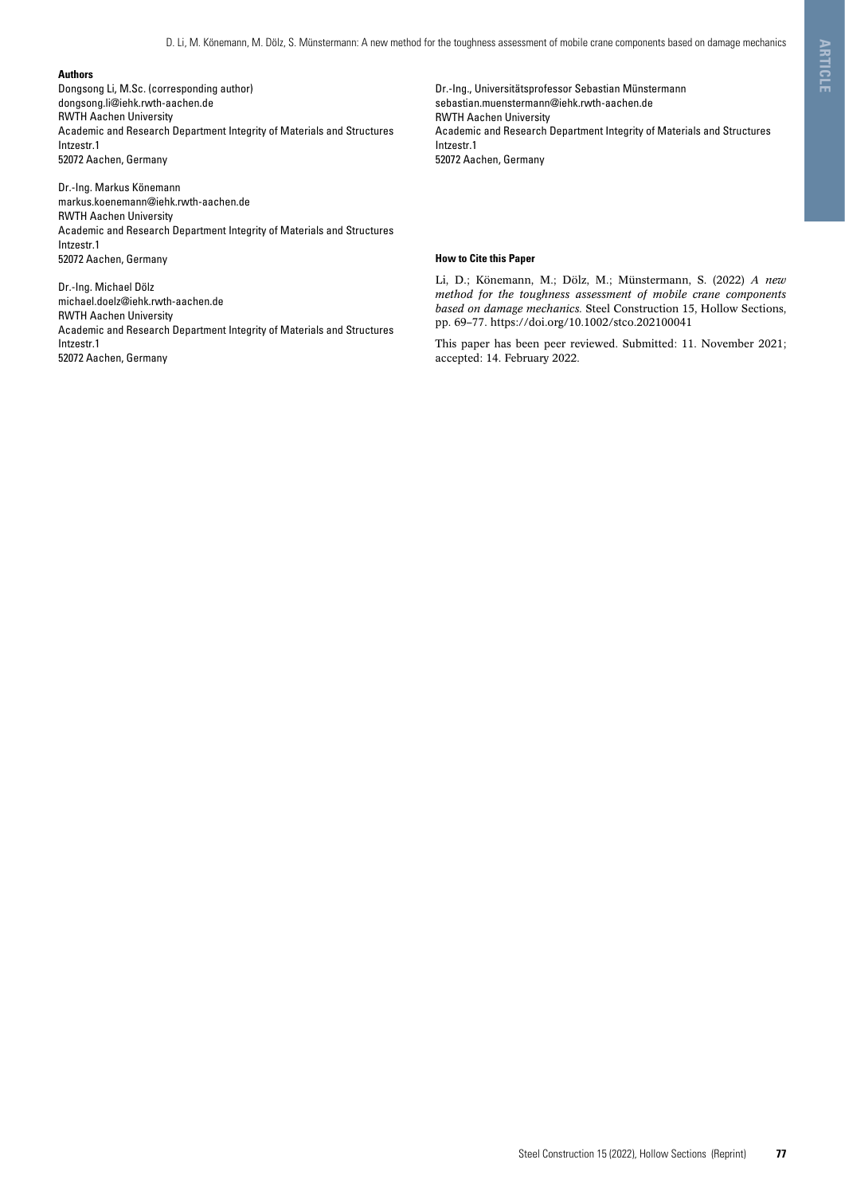**Authors**

Dongsong Li, M.Sc. (corresponding author)
dongsong.li@iehk.rwth-aachen.de
RWTH Aachen University
Academic and Research Department Integrity of Materials and Structures
Intzestr.1
52072 Aachen, Germany

Dr.-Ing. Markus Könemann
markus.koenemann@iehk.rwth-aachen.de
RWTH Aachen University
Academic and Research Department Integrity of Materials and Structures
Intzestr.1
52072 Aachen, Germany

Dr.-Ing. Michael Dölz
michael.doelz@iehk.rwth-aachen.de
RWTH Aachen University
Academic and Research Department Integrity of Materials and Structures
Intzestr.1
52072 Aachen, Germany

Dr.-Ing., Universitätsprofessor Sebastian Münstermann
sebastian.muenstermann@iehk.rwth-aachen.de
RWTH Aachen University
Academic and Research Department Integrity of Materials and Structures
Intzestr.1
52072 Aachen, Germany

**How to Cite this Paper**

Li, D.; Könemann, M.; Dölz, M.; Münstermann, S. (2022) *A new method for the toughness assessment of mobile crane components based on damage mechanics*. Steel Construction 15, Hollow Sections, pp. 69–77. https://doi.org/10.1002/stco.202100041

This paper has been peer reviewed. Submitted: 11. November 2021; accepted: 14. February 2022.